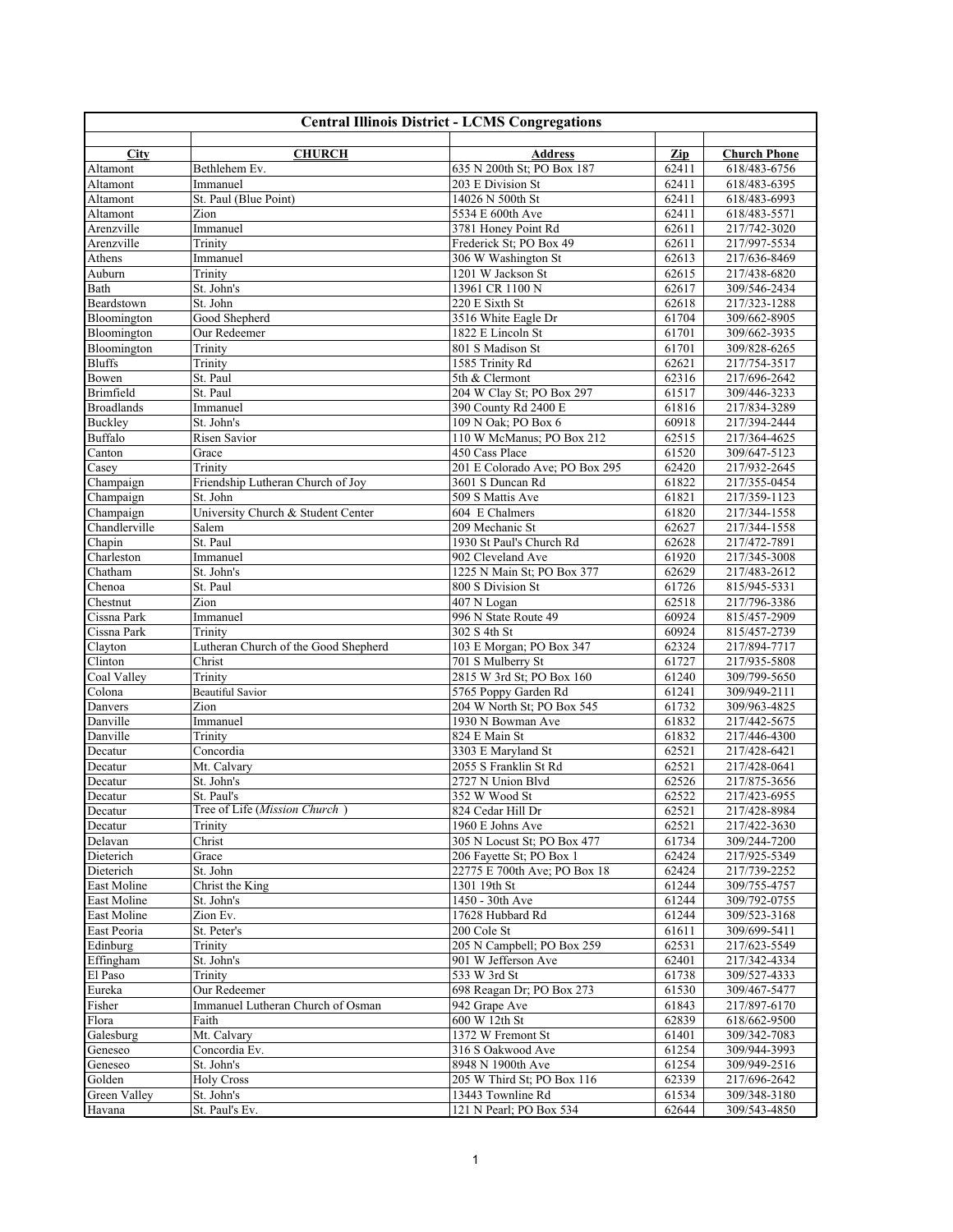| Central Illinois District - LCMS Congregations | | | | |
|---|---|---|---|---|
| **City** | **CHURCH** | **Address** | **Zip** | **Church Phone** |
| Altamont | Bethlehem Ev. | 635 N 200th St; PO Box 187 | 62411 | 618/483-6756 |
| Altamont | Immanuel | 203 E Division St | 62411 | 618/483-6395 |
| Altamont | St. Paul (Blue Point) | 14026 N 500th St | 62411 | 618/483-6993 |
| Altamont | Zion | 5534 E 600th Ave | 62411 | 618/483-5571 |
| Arenzville | Immanuel | 3781 Honey Point Rd | 62611 | 217/742-3020 |
| Arenzville | Trinity | Frederick St; PO Box 49 | 62611 | 217/997-5534 |
| Athens | Immanuel | 306 W Washington St | 62613 | 217/636-8469 |
| Auburn | Trinity | 1201 W Jackson St | 62615 | 217/438-6820 |
| Bath | St. John's | 13961 CR 1100 N | 62617 | 309/546-2434 |
| Beardstown | St. John | 220 E Sixth St | 62618 | 217/323-1288 |
| Bloomington | Good Shepherd | 3516 White Eagle Dr | 61704 | 309/662-8905 |
| Bloomington | Our Redeemer | 1822 E Lincoln St | 61701 | 309/662-3935 |
| Bloomington | Trinity | 801 S Madison St | 61701 | 309/828-6265 |
| Bluffs | Trinity | 1585 Trinity Rd | 62621 | 217/754-3517 |
| Bowen | St. Paul | 5th & Clermont | 62316 | 217/696-2642 |
| Brimfield | St. Paul | 204 W Clay St; PO Box 297 | 61517 | 309/446-3233 |
| Broadlands | Immanuel | 390 County Rd 2400 E | 61816 | 217/834-3289 |
| Buckley | St. John's | 109 N Oak; PO Box 6 | 60918 | 217/394-2444 |
| Buffalo | Risen Savior | 110 W McManus; PO Box 212 | 62515 | 217/364-4625 |
| Canton | Grace | 450 Cass Place | 61520 | 309/647-5123 |
| Casey | Trinity | 201 E Colorado Ave; PO Box 295 | 62420 | 217/932-2645 |
| Champaign | Friendship Lutheran Church of Joy | 3601 S Duncan Rd | 61822 | 217/355-0454 |
| Champaign | St. John | 509 S Mattis Ave | 61821 | 217/359-1123 |
| Champaign | University Church & Student Center | 604 E Chalmers | 61820 | 217/344-1558 |
| Chandlerville | Salem | 209 Mechanic St | 62627 | 217/344-1558 |
| Chapin | St. Paul | 1930 St Paul's Church Rd | 62628 | 217/472-7891 |
| Charleston | Immanuel | 902 Cleveland Ave | 61920 | 217/345-3008 |
| Chatham | St. John's | 1225 N Main St; PO Box 377 | 62629 | 217/483-2612 |
| Chenoa | St. Paul | 800 S Division St | 61726 | 815/945-5331 |
| Chestnut | Zion | 407 N Logan | 62518 | 217/796-3386 |
| Cissna Park | Immanuel | 996 N State Route 49 | 60924 | 815/457-2909 |
| Cissna Park | Trinity | 302 S 4th St | 60924 | 815/457-2739 |
| Clayton | Lutheran Church of the Good Shepherd | 103 E Morgan; PO Box 347 | 62324 | 217/894-7717 |
| Clinton | Christ | 701 S Mulberry St | 61727 | 217/935-5808 |
| Coal Valley | Trinity | 2815 W 3rd St; PO Box 160 | 61240 | 309/799-5650 |
| Colona | Beautiful Savior | 5765 Poppy Garden Rd | 61241 | 309/949-2111 |
| Danvers | Zion | 204 W North St; PO Box 545 | 61732 | 309/963-4825 |
| Danville | Immanuel | 1930 N Bowman Ave | 61832 | 217/442-5675 |
| Danville | Trinity | 824 E Main St | 61832 | 217/446-4300 |
| Decatur | Concordia | 3303 E Maryland St | 62521 | 217/428-6421 |
| Decatur | Mt. Calvary | 2055 S Franklin St Rd | 62521 | 217/428-0641 |
| Decatur | St. John's | 2727 N Union Blvd | 62526 | 217/875-3656 |
| Decatur | St. Paul's | 352 W Wood St | 62522 | 217/423-6955 |
| Decatur | Tree of Life (*Mission Church* ) | 824 Cedar Hill Dr | 62521 | 217/428-8984 |
| Decatur | Trinity | 1960 E Johns Ave | 62521 | 217/422-3630 |
| Delavan | Christ | 305 N Locust St; PO Box 477 | 61734 | 309/244-7200 |
| Dieterich | Grace | 206 Fayette St; PO Box 1 | 62424 | 217/925-5349 |
| Dieterich | St. John | 22775 E 700th Ave; PO Box 18 | 62424 | 217/739-2252 |
| East Moline | Christ the King | 1301 19th St | 61244 | 309/755-4757 |
| East Moline | St. John's | 1450 - 30th Ave | 61244 | 309/792-0755 |
| East Moline | Zion Ev. | 17628 Hubbard Rd | 61244 | 309/523-3168 |
| East Peoria | St. Peter's | 200 Cole St | 61611 | 309/699-5411 |
| Edinburg | Trinity | 205 N Campbell; PO Box 259 | 62531 | 217/623-5549 |
| Effingham | St. John's | 901 W Jefferson Ave | 62401 | 217/342-4334 |
| El Paso | Trinity | 533 W 3rd St | 61738 | 309/527-4333 |
| Eureka | Our Redeemer | 698 Reagan Dr; PO Box 273 | 61530 | 309/467-5477 |
| Fisher | Immanuel Lutheran Church of Osman | 942 Grape Ave | 61843 | 217/897-6170 |
| Flora | Faith | 600 W 12th St | 62839 | 618/662-9500 |
| Galesburg | Mt. Calvary | 1372 W Fremont St | 61401 | 309/342-7083 |
| Geneseo | Concordia Ev. | 316 S Oakwood Ave | 61254 | 309/944-3993 |
| Geneseo | St. John's | 8948 N 1900th Ave | 61254 | 309/949-2516 |
| Golden | Holy Cross | 205 W Third St; PO Box 116 | 62339 | 217/696-2642 |
| Green Valley | St. John's | 13443 Townline Rd | 61534 | 309/348-3180 |
| Havana | St. Paul's Ev. | 121 N Pearl; PO Box 534 | 62644 | 309/543-4850 |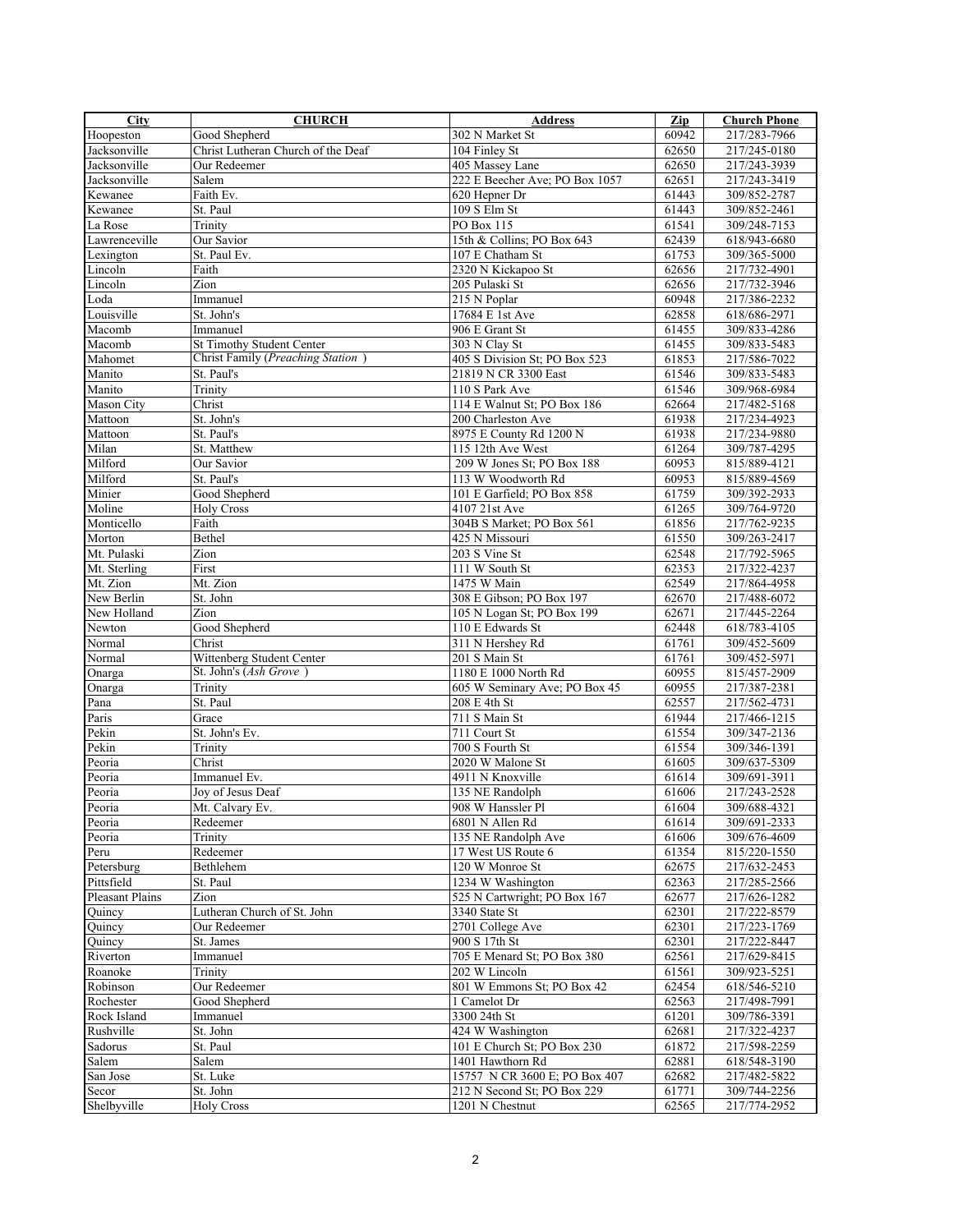| City | CHURCH | Address | Zip | Church Phone |
|---|---|---|---|---|
| Hoopeston | Good Shepherd | 302 N Market St | 60942 | 217/283-7966 |
| Jacksonville | Christ Lutheran Church of the Deaf | 104 Finley St | 62650 | 217/245-0180 |
| Jacksonville | Our Redeemer | 405 Massey Lane | 62650 | 217/243-3939 |
| Jacksonville | Salem | 222 E Beecher Ave; PO Box 1057 | 62651 | 217/243-3419 |
| Kewanee | Faith Ev. | 620 Hepner Dr | 61443 | 309/852-2787 |
| Kewanee | St. Paul | 109 S Elm St | 61443 | 309/852-2461 |
| La Rose | Trinity | PO Box 115 | 61541 | 309/248-7153 |
| Lawrenceville | Our Savior | 15th & Collins; PO Box 643 | 62439 | 618/943-6680 |
| Lexington | St. Paul Ev. | 107 E Chatham St | 61753 | 309/365-5000 |
| Lincoln | Faith | 2320 N Kickapoo St | 62656 | 217/732-4901 |
| Lincoln | Zion | 205 Pulaski St | 62656 | 217/732-3946 |
| Loda | Immanuel | 215 N Poplar | 60948 | 217/386-2232 |
| Louisville | St. John's | 17684 E 1st Ave | 62858 | 618/686-2971 |
| Macomb | Immanuel | 906 E Grant St | 61455 | 309/833-4286 |
| Macomb | St Timothy Student Center | 303 N Clay St | 61455 | 309/833-5483 |
| Mahomet | Christ Family (*Preaching Station* ) | 405 S Division St; PO Box 523 | 61853 | 217/586-7022 |
| Manito | St. Paul's | 21819 N CR 3300 East | 61546 | 309/833-5483 |
| Manito | Trinity | 110 S Park Ave | 61546 | 309/968-6984 |
| Mason City | Christ | 114 E Walnut St; PO Box 186 | 62664 | 217/482-5168 |
| Mattoon | St. John's | 200 Charleston Ave | 61938 | 217/234-4923 |
| Mattoon | St. Paul's | 8975 E County Rd 1200 N | 61938 | 217/234-9880 |
| Milan | St. Matthew | 115 12th Ave West | 61264 | 309/787-4295 |
| Milford | Our Savior | 209 W Jones St; PO Box 188 | 60953 | 815/889-4121 |
| Milford | St. Paul's | 113 W Woodworth Rd | 60953 | 815/889-4569 |
| Minier | Good Shepherd | 101 E Garfield; PO Box 858 | 61759 | 309/392-2933 |
| Moline | Holy Cross | 4107 21st Ave | 61265 | 309/764-9720 |
| Monticello | Faith | 304B S Market; PO Box 561 | 61856 | 217/762-9235 |
| Morton | Bethel | 425 N Missouri | 61550 | 309/263-2417 |
| Mt. Pulaski | Zion | 203 S Vine St | 62548 | 217/792-5965 |
| Mt. Sterling | First | 111 W South St | 62353 | 217/322-4237 |
| Mt. Zion | Mt. Zion | 1475 W Main | 62549 | 217/864-4958 |
| New Berlin | St. John | 308 E Gibson; PO Box 197 | 62670 | 217/488-6072 |
| New Holland | Zion | 105 N Logan St; PO Box 199 | 62671 | 217/445-2264 |
| Newton | Good Shepherd | 110 E Edwards St | 62448 | 618/783-4105 |
| Normal | Christ | 311 N Hershey Rd | 61761 | 309/452-5609 |
| Normal | Wittenberg Student Center | 201 S Main St | 61761 | 309/452-5971 |
| Onarga | St. John's (*Ash Grove* ) | 1180 E 1000 North Rd | 60955 | 815/457-2909 |
| Onarga | Trinity | 605 W Seminary Ave; PO Box 45 | 60955 | 217/387-2381 |
| Pana | St. Paul | 208 E 4th St | 62557 | 217/562-4731 |
| Paris | Grace | 711 S Main St | 61944 | 217/466-1215 |
| Pekin | St. John's Ev. | 711 Court St | 61554 | 309/347-2136 |
| Pekin | Trinity | 700 S Fourth St | 61554 | 309/346-1391 |
| Peoria | Christ | 2020 W Malone St | 61605 | 309/637-5309 |
| Peoria | Immanuel Ev. | 4911 N Knoxville | 61614 | 309/691-3911 |
| Peoria | Joy of Jesus Deaf | 135 NE Randolph | 61606 | 217/243-2528 |
| Peoria | Mt. Calvary Ev. | 908 W Hanssler Pl | 61604 | 309/688-4321 |
| Peoria | Redeemer | 6801 N Allen Rd | 61614 | 309/691-2333 |
| Peoria | Trinity | 135 NE Randolph Ave | 61606 | 309/676-4609 |
| Peru | Redeemer | 17 West US Route 6 | 61354 | 815/220-1550 |
| Petersburg | Bethlehem | 120 W Monroe St | 62675 | 217/632-2453 |
| Pittsfield | St. Paul | 1234 W Washington | 62363 | 217/285-2566 |
| Pleasant Plains | Zion | 525 N Cartwright; PO Box 167 | 62677 | 217/626-1282 |
| Quincy | Lutheran Church of St. John | 3340 State St | 62301 | 217/222-8579 |
| Quincy | Our Redeemer | 2701 College Ave | 62301 | 217/223-1769 |
| Quincy | St. James | 900 S 17th St | 62301 | 217/222-8447 |
| Riverton | Immanuel | 705 E Menard St; PO Box 380 | 62561 | 217/629-8415 |
| Roanoke | Trinity | 202 W Lincoln | 61561 | 309/923-5251 |
| Robinson | Our Redeemer | 801 W Emmons St; PO Box 42 | 62454 | 618/546-5210 |
| Rochester | Good Shepherd | 1 Camelot Dr | 62563 | 217/498-7991 |
| Rock Island | Immanuel | 3300 24th St | 61201 | 309/786-3391 |
| Rushville | St. John | 424 W Washington | 62681 | 217/322-4237 |
| Sadorus | St. Paul | 101 E Church St; PO Box 230 | 61872 | 217/598-2259 |
| Salem | Salem | 1401 Hawthorn Rd | 62881 | 618/548-3190 |
| San Jose | St. Luke | 15757 N CR 3600 E; PO Box 407 | 62682 | 217/482-5822 |
| Secor | St. John | 212 N Second St; PO Box 229 | 61771 | 309/744-2256 |
| Shelbyville | Holy Cross | 1201 N Chestnut | 62565 | 217/774-2952 |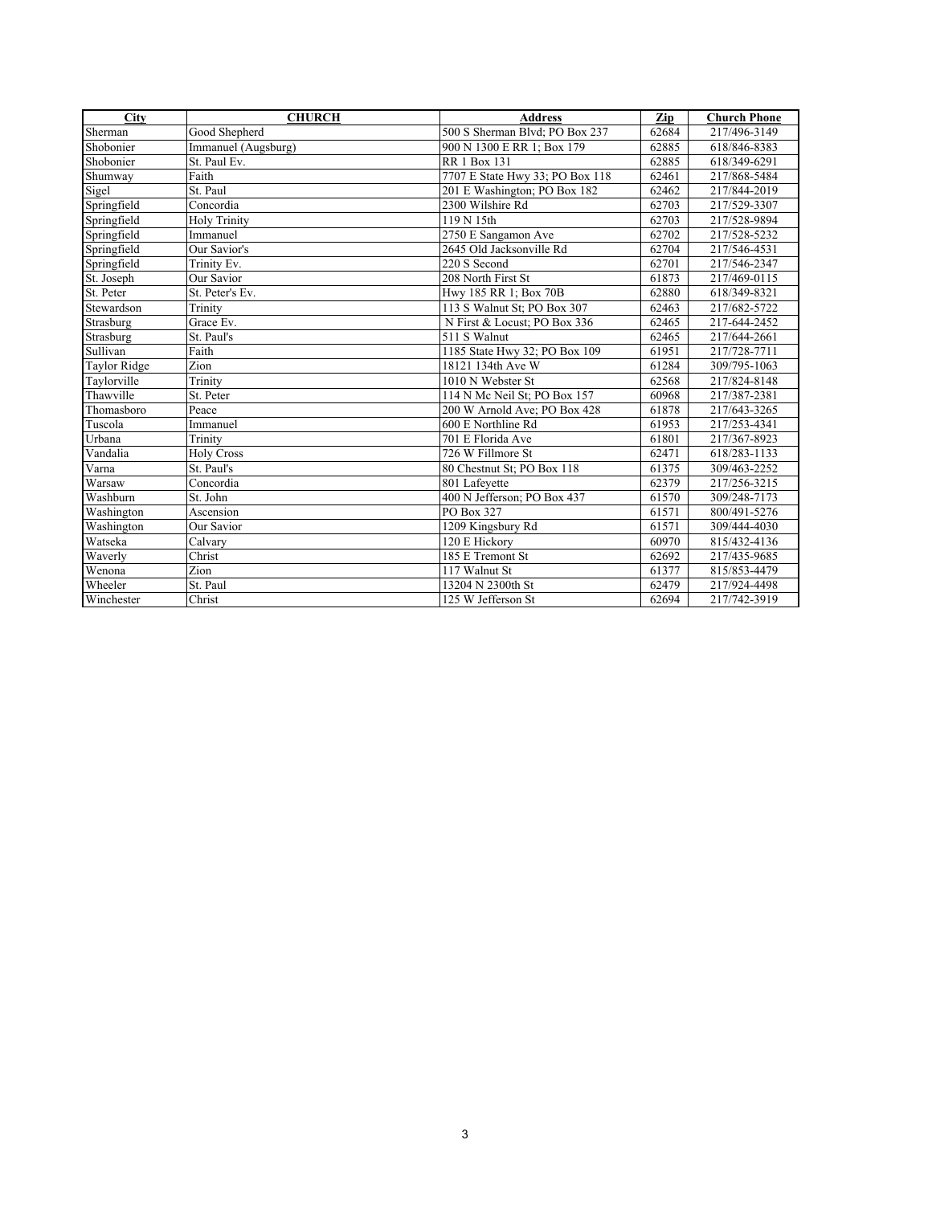| City | CHURCH | Address | Zip | Church Phone |
|---|---|---|---|---|
| Sherman | Good Shepherd | 500 S Sherman Blvd; PO Box 237 | 62684 | 217/496-3149 |
| Shobonier | Immanuel (Augsburg) | 900 N 1300 E RR 1; Box 179 | 62885 | 618/846-8383 |
| Shobonier | St. Paul Ev. | RR 1 Box 131 | 62885 | 618/349-6291 |
| Shumway | Faith | 7707 E State Hwy 33; PO Box 118 | 62461 | 217/868-5484 |
| Sigel | St. Paul | 201 E Washington; PO Box 182 | 62462 | 217/844-2019 |
| Springfield | Concordia | 2300 Wilshire Rd | 62703 | 217/529-3307 |
| Springfield | Holy Trinity | 119 N 15th | 62703 | 217/528-9894 |
| Springfield | Immanuel | 2750 E Sangamon Ave | 62702 | 217/528-5232 |
| Springfield | Our Savior's | 2645 Old Jacksonville Rd | 62704 | 217/546-4531 |
| Springfield | Trinity Ev. | 220 S Second | 62701 | 217/546-2347 |
| St. Joseph | Our Savior | 208 North First St | 61873 | 217/469-0115 |
| St. Peter | St. Peter's Ev. | Hwy 185 RR 1; Box 70B | 62880 | 618/349-8321 |
| Stewardson | Trinity | 113 S Walnut St; PO Box 307 | 62463 | 217/682-5722 |
| Strasburg | Grace Ev. | N First & Locust; PO Box 336 | 62465 | 217-644-2452 |
| Strasburg | St. Paul's | 511 S Walnut | 62465 | 217/644-2661 |
| Sullivan | Faith | 1185 State Hwy 32; PO Box 109 | 61951 | 217/728-7711 |
| Taylor Ridge | Zion | 18121 134th Ave W | 61284 | 309/795-1063 |
| Taylorville | Trinity | 1010 N Webster St | 62568 | 217/824-8148 |
| Thawville | St. Peter | 114 N Mc Neil St; PO Box 157 | 60968 | 217/387-2381 |
| Thomasboro | Peace | 200 W Arnold Ave; PO Box 428 | 61878 | 217/643-3265 |
| Tuscola | Immanuel | 600 E Northline Rd | 61953 | 217/253-4341 |
| Urbana | Trinity | 701 E Florida Ave | 61801 | 217/367-8923 |
| Vandalia | Holy Cross | 726 W Fillmore St | 62471 | 618/283-1133 |
| Varna | St. Paul's | 80 Chestnut St; PO Box 118 | 61375 | 309/463-2252 |
| Warsaw | Concordia | 801 Lafeyette | 62379 | 217/256-3215 |
| Washburn | St. John | 400 N Jefferson; PO Box 437 | 61570 | 309/248-7173 |
| Washington | Ascension | PO Box 327 | 61571 | 800/491-5276 |
| Washington | Our Savior | 1209 Kingsbury Rd | 61571 | 309/444-4030 |
| Watseka | Calvary | 120 E Hickory | 60970 | 815/432-4136 |
| Waverly | Christ | 185 E Tremont St | 62692 | 217/435-9685 |
| Wenona | Zion | 117 Walnut St | 61377 | 815/853-4479 |
| Wheeler | St. Paul | 13204 N 2300th St | 62479 | 217/924-4498 |
| Winchester | Christ | 125 W Jefferson St | 62694 | 217/742-3919 |